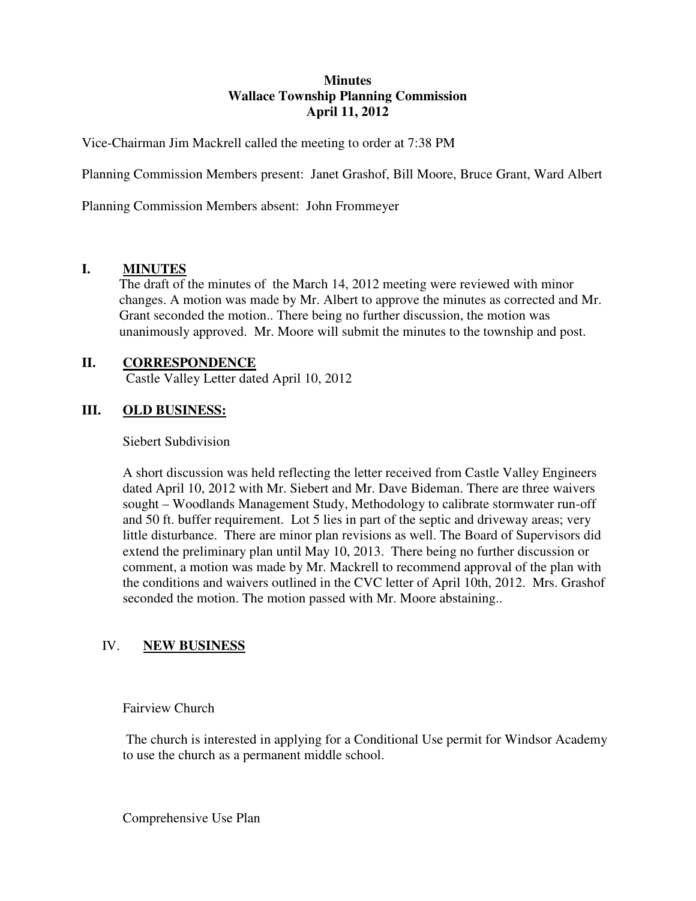**Minutes**
**Wallace Township Planning Commission**
**April 11, 2012**

Vice-Chairman Jim Mackrell called the meeting to order at 7:38 PM

Planning Commission Members present: Janet Grashof, Bill Moore, Bruce Grant, Ward Albert

Planning Commission Members absent: John Frommeyer

## I. MINUTES

The draft of the minutes of the March 14, 2012 meeting were reviewed with minor changes. A motion was made by Mr. Albert to approve the minutes as corrected and Mr. Grant seconded the motion.. There being no further discussion, the motion was unanimously approved. Mr. Moore will submit the minutes to the township and post.

## II. CORRESPONDENCE

Castle Valley Letter dated April 10, 2012

## III. OLD BUSINESS:

Siebert Subdivision

A short discussion was held reflecting the letter received from Castle Valley Engineers dated April 10, 2012 with Mr. Siebert and Mr. Dave Bideman. There are three waivers sought – Woodlands Management Study, Methodology to calibrate stormwater run-off and 50 ft. buffer requirement. Lot 5 lies in part of the septic and driveway areas; very little disturbance. There are minor plan revisions as well. The Board of Supervisors did extend the preliminary plan until May 10, 2013. There being no further discussion or comment, a motion was made by Mr. Mackrell to recommend approval of the plan with the conditions and waivers outlined in the CVC letter of April 10th, 2012. Mrs. Grashof seconded the motion. The motion passed with Mr. Moore abstaining..

## IV. NEW BUSINESS

Fairview Church

The church is interested in applying for a Conditional Use permit for Windsor Academy to use the church as a permanent middle school.

Comprehensive Use Plan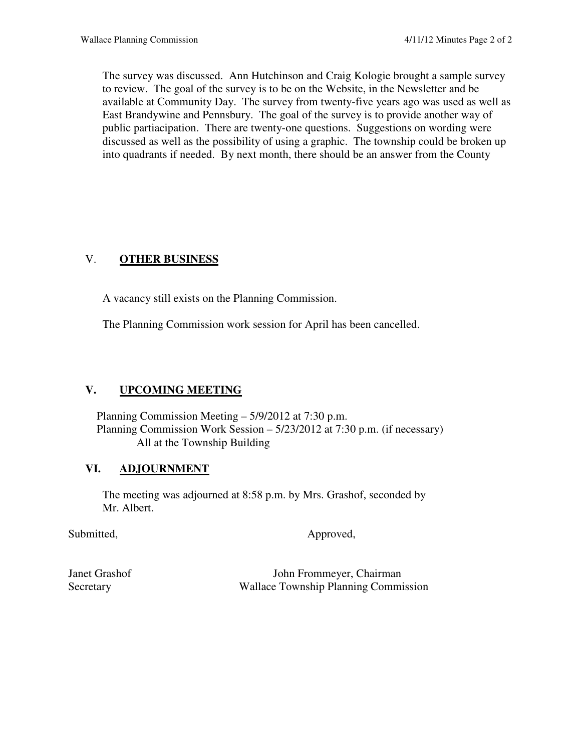The survey was discussed. Ann Hutchinson and Craig Kologie brought a sample survey to review. The goal of the survey is to be on the Website, in the Newsletter and be available at Community Day. The survey from twenty-five years ago was used as well as East Brandywine and Pennsbury. The goal of the survey is to provide another way of public partiacipation. There are twenty-one questions. Suggestions on wording were discussed as well as the possibility of using a graphic. The township could be broken up into quadrants if needed. By next month, there should be an answer from the County

## V. **OTHER BUSINESS**

A vacancy still exists on the Planning Commission.

The Planning Commission work session for April has been cancelled.

## V. **UPCOMING MEETING**

Planning Commission Meeting – 5/9/2012 at 7:30 p.m.
Planning Commission Work Session – 5/23/2012 at 7:30 p.m. (if necessary)
All at the Township Building

## VI. **ADJOURNMENT**

The meeting was adjourned at 8:58 p.m. by Mrs. Grashof, seconded by Mr. Albert.

Submitted,

Janet Grashof
Secretary

Approved,

John Frommeyer, Chairman
Wallace Township Planning Commission